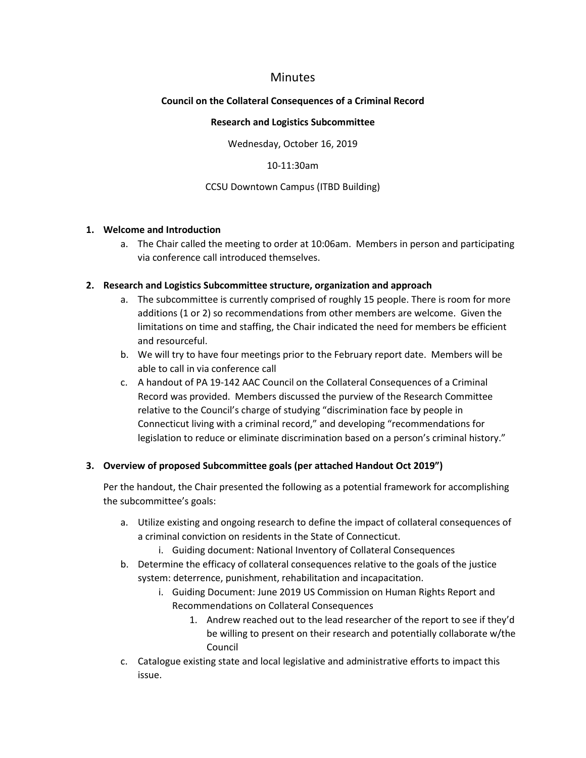# Minutes

**Council on the Collateral Consequences of a Criminal Record**

**Research and Logistics Subcommittee**

Wednesday, October 16, 2019

10-11:30am

CCSU Downtown Campus (ITBD Building)

1. **Welcome and Introduction**
   a. The Chair called the meeting to order at 10:06am. Members in person and participating via conference call introduced themselves.

2. **Research and Logistics Subcommittee structure, organization and approach**
   a. The subcommittee is currently comprised of roughly 15 people. There is room for more additions (1 or 2) so recommendations from other members are welcome. Given the limitations on time and staffing, the Chair indicated the need for members be efficient and resourceful.
   b. We will try to have four meetings prior to the February report date. Members will be able to call in via conference call
   c. A handout of PA 19-142 AAC Council on the Collateral Consequences of a Criminal Record was provided. Members discussed the purview of the Research Committee relative to the Council's charge of studying "discrimination face by people in Connecticut living with a criminal record," and developing "recommendations for legislation to reduce or eliminate discrimination based on a person's criminal history."

3. **Overview of proposed Subcommittee goals (per attached Handout Oct 2019")**

   Per the handout, the Chair presented the following as a potential framework for accomplishing the subcommittee's goals:

   a. Utilize existing and ongoing research to define the impact of collateral consequences of a criminal conviction on residents in the State of Connecticut.
      i. Guiding document: National Inventory of Collateral Consequences
   b. Determine the efficacy of collateral consequences relative to the goals of the justice system: deterrence, punishment, rehabilitation and incapacitation.
      i. Guiding Document: June 2019 US Commission on Human Rights Report and Recommendations on Collateral Consequences
         1. Andrew reached out to the lead researcher of the report to see if they'd be willing to present on their research and potentially collaborate w/the Council
   c. Catalogue existing state and local legislative and administrative efforts to impact this issue.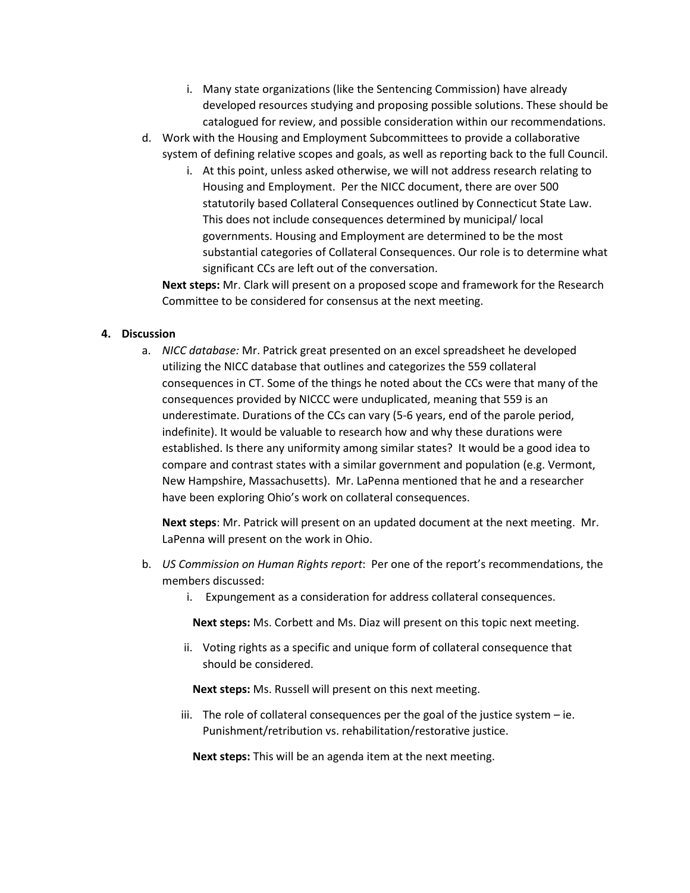i. Many state organizations (like the Sentencing Commission) have already developed resources studying and proposing possible solutions. These should be catalogued for review, and possible consideration within our recommendations.

d. Work with the Housing and Employment Subcommittees to provide a collaborative system of defining relative scopes and goals, as well as reporting back to the full Council.

   i. At this point, unless asked otherwise, we will not address research relating to Housing and Employment. Per the NICC document, there are over 500 statutorily based Collateral Consequences outlined by Connecticut State Law. This does not include consequences determined by municipal/ local governments. Housing and Employment are determined to be the most substantial categories of Collateral Consequences. Our role is to determine what significant CCs are left out of the conversation.

   **Next steps:** Mr. Clark will present on a proposed scope and framework for the Research Committee to be considered for consensus at the next meeting.

**4. Discussion**

a. *NICC database:* Mr. Patrick great presented on an excel spreadsheet he developed utilizing the NICC database that outlines and categorizes the 559 collateral consequences in CT. Some of the things he noted about the CCs were that many of the consequences provided by NICCC were unduplicated, meaning that 559 is an underestimate. Durations of the CCs can vary (5-6 years, end of the parole period, indefinite). It would be valuable to research how and why these durations were established. Is there any uniformity among similar states? It would be a good idea to compare and contrast states with a similar government and population (e.g. Vermont, New Hampshire, Massachusetts). Mr. LaPenna mentioned that he and a researcher have been exploring Ohio's work on collateral consequences.

   **Next steps**: Mr. Patrick will present on an updated document at the next meeting. Mr. LaPenna will present on the work in Ohio.

b. *US Commission on Human Rights report*: Per one of the report's recommendations, the members discussed:

   i. Expungement as a consideration for address collateral consequences.

      **Next steps:** Ms. Corbett and Ms. Diaz will present on this topic next meeting.

   ii. Voting rights as a specific and unique form of collateral consequence that should be considered.

      **Next steps:** Ms. Russell will present on this next meeting.

   iii. The role of collateral consequences per the goal of the justice system – ie. Punishment/retribution vs. rehabilitation/restorative justice.

      **Next steps:** This will be an agenda item at the next meeting.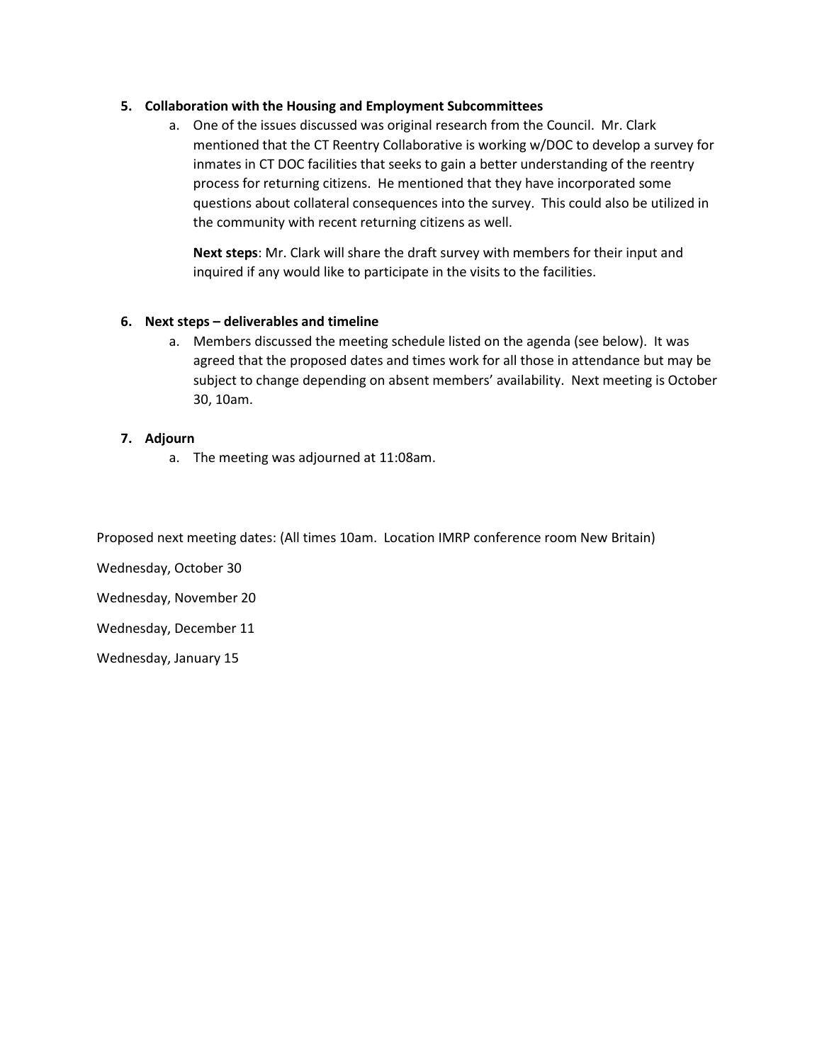5. **Collaboration with the Housing and Employment Subcommittees**
    a. One of the issues discussed was original research from the Council. Mr. Clark mentioned that the CT Reentry Collaborative is working w/DOC to develop a survey for inmates in CT DOC facilities that seeks to gain a better understanding of the reentry process for returning citizens. He mentioned that they have incorporated some questions about collateral consequences into the survey. This could also be utilized in the community with recent returning citizens as well.

       **Next steps**: Mr. Clark will share the draft survey with members for their input and inquired if any would like to participate in the visits to the facilities.

6. **Next steps – deliverables and timeline**
    a. Members discussed the meeting schedule listed on the agenda (see below). It was agreed that the proposed dates and times work for all those in attendance but may be subject to change depending on absent members' availability. Next meeting is October 30, 10am.

7. **Adjourn**
    a. The meeting was adjourned at 11:08am.

Proposed next meeting dates: (All times 10am. Location IMRP conference room New Britain)

Wednesday, October 30

Wednesday, November 20

Wednesday, December 11

Wednesday, January 15